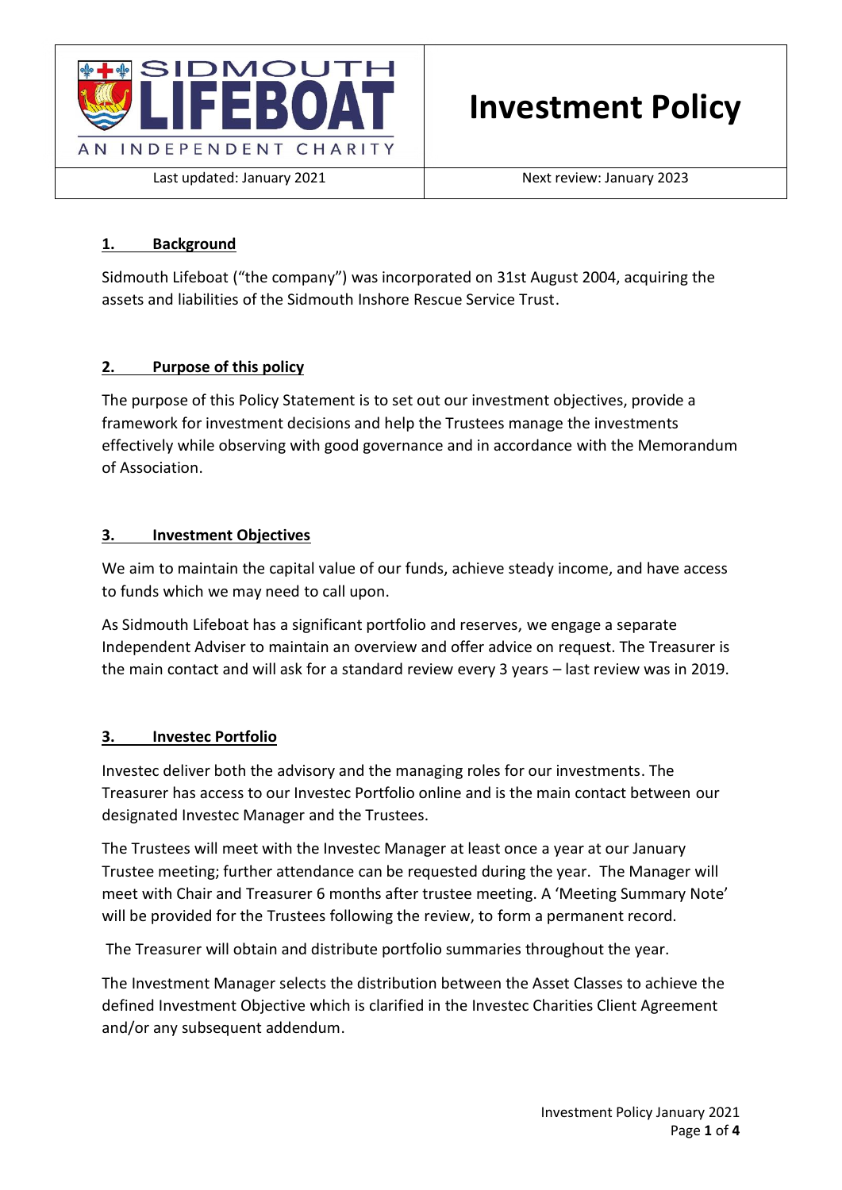| SIDMOUTH LIFEBOAT — AN INDEPENDENT CHARITY | # Investment Policy |
| --- | --- |
| Last updated: January 2021 | Next review: January 2023 |

## 1. Background

Sidmouth Lifeboat ("the company") was incorporated on 31st August 2004, acquiring the assets and liabilities of the Sidmouth Inshore Rescue Service Trust.

## 2. Purpose of this policy

The purpose of this Policy Statement is to set out our investment objectives, provide a framework for investment decisions and help the Trustees manage the investments effectively while observing with good governance and in accordance with the Memorandum of Association.

## 3. Investment Objectives

We aim to maintain the capital value of our funds, achieve steady income, and have access to funds which we may need to call upon.

As Sidmouth Lifeboat has a significant portfolio and reserves, we engage a separate Independent Adviser to maintain an overview and offer advice on request. The Treasurer is the main contact and will ask for a standard review every 3 years – last review was in 2019.

## 3. Investec Portfolio

Investec deliver both the advisory and the managing roles for our investments. The Treasurer has access to our Investec Portfolio online and is the main contact between our designated Investec Manager and the Trustees.

The Trustees will meet with the Investec Manager at least once a year at our January Trustee meeting; further attendance can be requested during the year. The Manager will meet with Chair and Treasurer 6 months after trustee meeting. A 'Meeting Summary Note' will be provided for the Trustees following the review, to form a permanent record.

The Treasurer will obtain and distribute portfolio summaries throughout the year.

The Investment Manager selects the distribution between the Asset Classes to achieve the defined Investment Objective which is clarified in the Investec Charities Client Agreement and/or any subsequent addendum.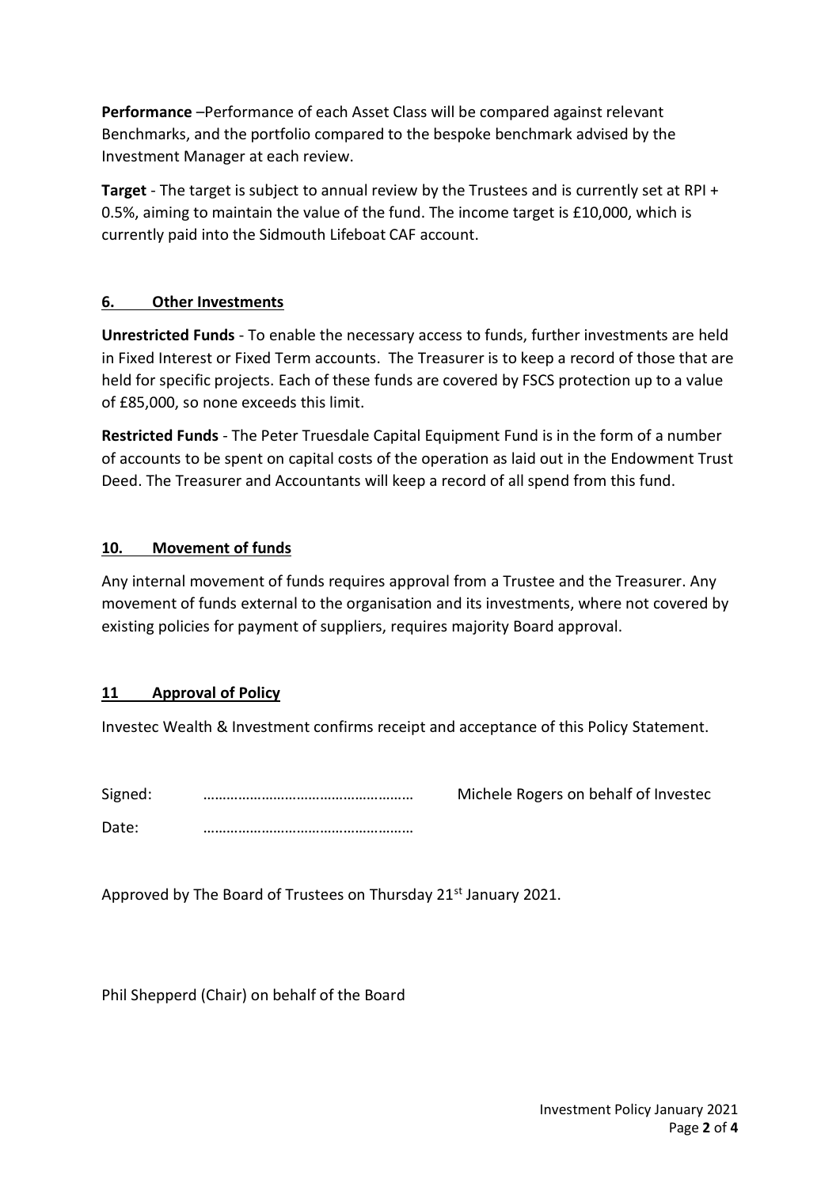**Performance** –Performance of each Asset Class will be compared against relevant Benchmarks, and the portfolio compared to the bespoke benchmark advised by the Investment Manager at each review.

**Target** - The target is subject to annual review by the Trustees and is currently set at RPI + 0.5%, aiming to maintain the value of the fund. The income target is £10,000, which is currently paid into the Sidmouth Lifeboat CAF account.

## 6. Other Investments

**Unrestricted Funds** - To enable the necessary access to funds, further investments are held in Fixed Interest or Fixed Term accounts. The Treasurer is to keep a record of those that are held for specific projects. Each of these funds are covered by FSCS protection up to a value of £85,000, so none exceeds this limit.

**Restricted Funds** - The Peter Truesdale Capital Equipment Fund is in the form of a number of accounts to be spent on capital costs of the operation as laid out in the Endowment Trust Deed. The Treasurer and Accountants will keep a record of all spend from this fund.

## 10. Movement of funds

Any internal movement of funds requires approval from a Trustee and the Treasurer. Any movement of funds external to the organisation and its investments, where not covered by existing policies for payment of suppliers, requires majority Board approval.

## 11 Approval of Policy

Investec Wealth & Investment confirms receipt and acceptance of this Policy Statement.

Signed: …………………………………………… Michele Rogers on behalf of Investec

Date: ……………………………………………

Approved by The Board of Trustees on Thursday 21st January 2021.

Phil Shepperd (Chair) on behalf of the Board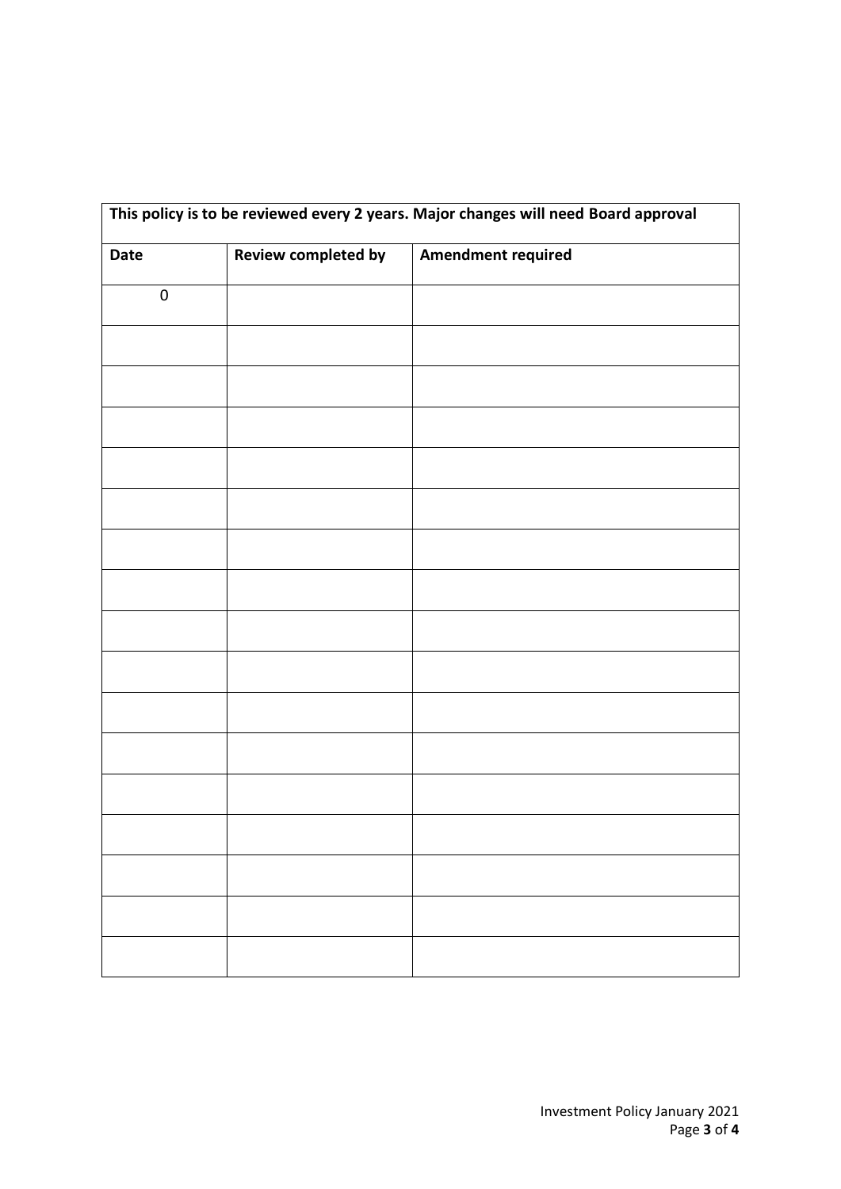| **This policy is to be reviewed every 2 years. Major changes will need Board approval** | | |
|---|---|---|
| **Date** | **Review completed by** | **Amendment required** |
| 0 | | |
| | | |
| | | |
| | | |
| | | |
| | | |
| | | |
| | | |
| | | |
| | | |
| | | |
| | | |
| | | |
| | | |
| | | |
| | | |
| | | |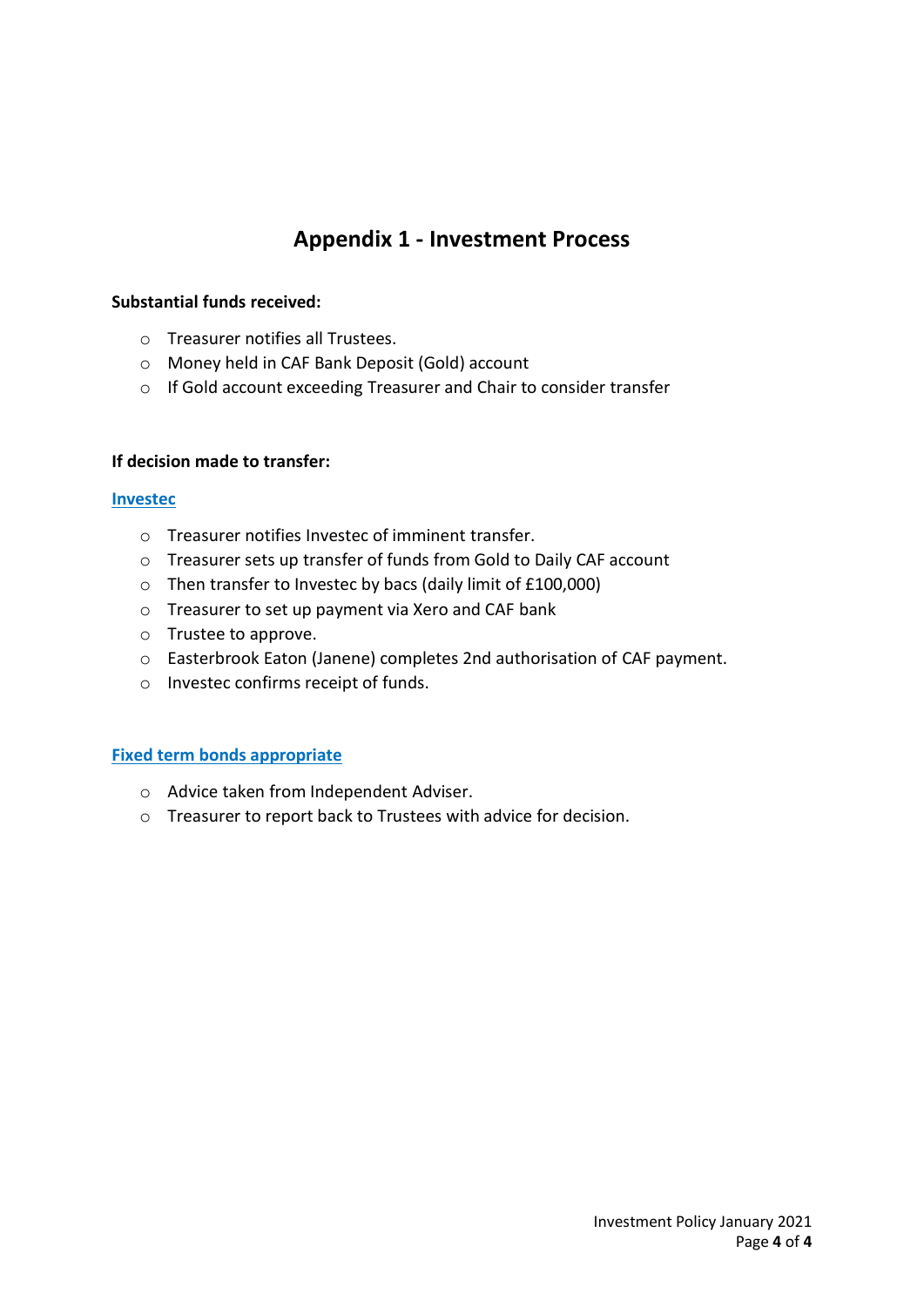# Appendix 1 - Investment Process

**Substantial funds received:**

- Treasurer notifies all Trustees.
- Money held in CAF Bank Deposit (Gold) account
- If Gold account exceeding Treasurer and Chair to consider transfer

**If decision made to transfer:**

**Investec**

- Treasurer notifies Investec of imminent transfer.
- Treasurer sets up transfer of funds from Gold to Daily CAF account
- Then transfer to Investec by bacs (daily limit of £100,000)
- Treasurer to set up payment via Xero and CAF bank
- Trustee to approve.
- Easterbrook Eaton (Janene) completes 2nd authorisation of CAF payment.
- Investec confirms receipt of funds.

**Fixed term bonds appropriate**

- Advice taken from Independent Adviser.
- Treasurer to report back to Trustees with advice for decision.